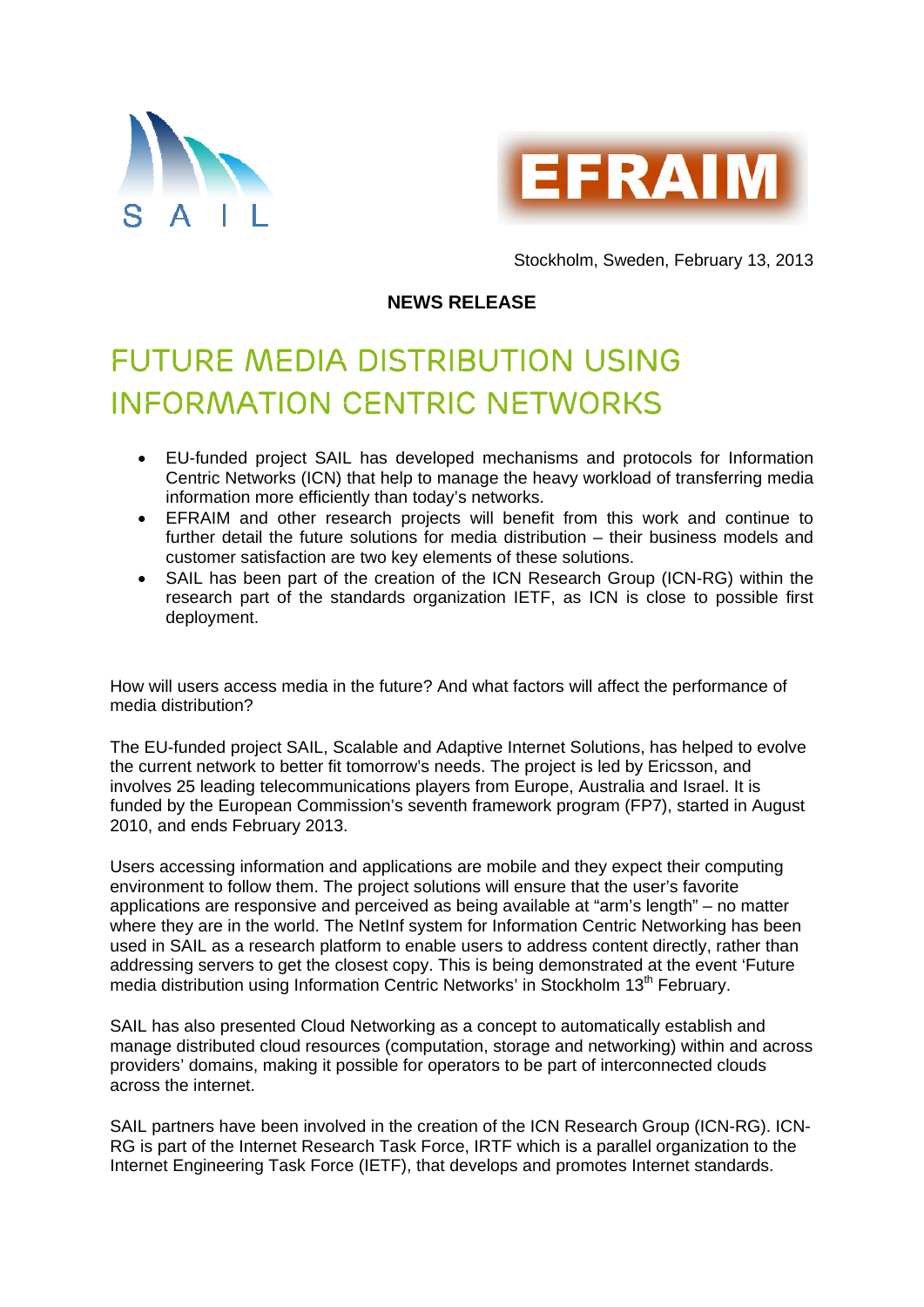S A I L

EFRAIM

Stockholm, Sweden, February 13, 2013

**NEWS RELEASE**

# FUTURE MEDIA DISTRIBUTION USING INFORMATION CENTRIC NETWORKS

- EU-funded project SAIL has developed mechanisms and protocols for Information Centric Networks (ICN) that help to manage the heavy workload of transferring media information more efficiently than today's networks.
- EFRAIM and other research projects will benefit from this work and continue to further detail the future solutions for media distribution – their business models and customer satisfaction are two key elements of these solutions.
- SAIL has been part of the creation of the ICN Research Group (ICN-RG) within the research part of the standards organization IETF, as ICN is close to possible first deployment.

How will users access media in the future? And what factors will affect the performance of media distribution?

The EU-funded project SAIL, Scalable and Adaptive Internet Solutions, has helped to evolve the current network to better fit tomorrow's needs. The project is led by Ericsson, and involves 25 leading telecommunications players from Europe, Australia and Israel. It is funded by the European Commission's seventh framework program (FP7), started in August 2010, and ends February 2013.

Users accessing information and applications are mobile and they expect their computing environment to follow them. The project solutions will ensure that the user's favorite applications are responsive and perceived as being available at "arm's length" – no matter where they are in the world. The NetInf system for Information Centric Networking has been used in SAIL as a research platform to enable users to address content directly, rather than addressing servers to get the closest copy. This is being demonstrated at the event 'Future media distribution using Information Centric Networks' in Stockholm 13th February.

SAIL has also presented Cloud Networking as a concept to automatically establish and manage distributed cloud resources (computation, storage and networking) within and across providers' domains, making it possible for operators to be part of interconnected clouds across the internet.

SAIL partners have been involved in the creation of the ICN Research Group (ICN-RG). ICN-RG is part of the Internet Research Task Force, IRTF which is a parallel organization to the Internet Engineering Task Force (IETF), that develops and promotes Internet standards.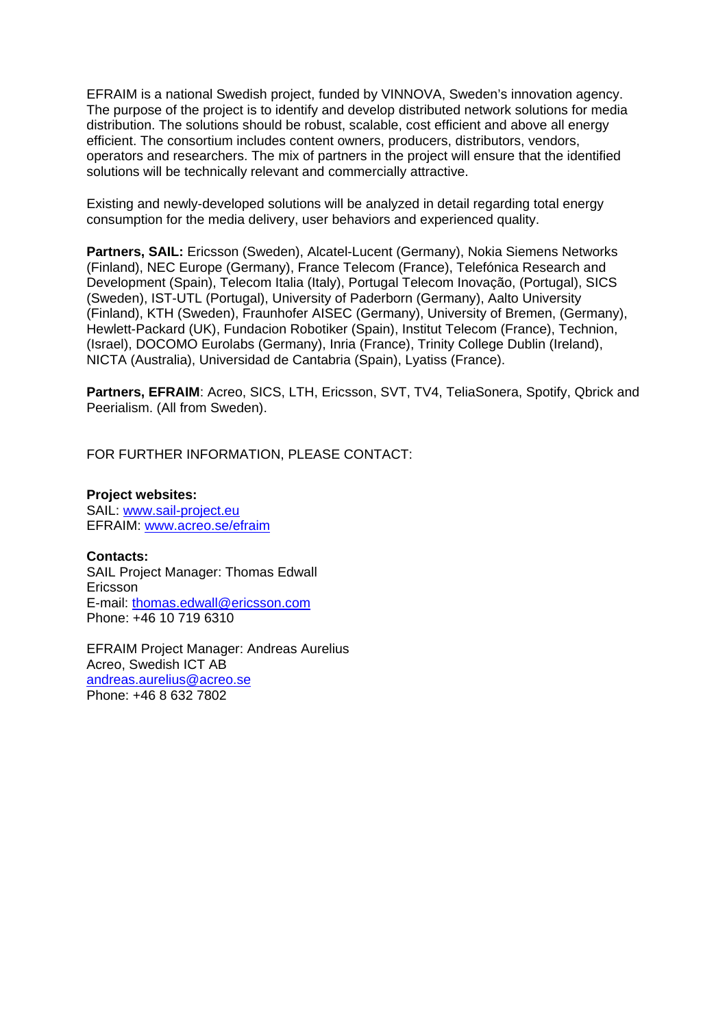EFRAIM is a national Swedish project, funded by VINNOVA, Sweden's innovation agency. The purpose of the project is to identify and develop distributed network solutions for media distribution. The solutions should be robust, scalable, cost efficient and above all energy efficient. The consortium includes content owners, producers, distributors, vendors, operators and researchers. The mix of partners in the project will ensure that the identified solutions will be technically relevant and commercially attractive.

Existing and newly-developed solutions will be analyzed in detail regarding total energy consumption for the media delivery, user behaviors and experienced quality.

**Partners, SAIL:** Ericsson (Sweden), Alcatel-Lucent (Germany), Nokia Siemens Networks (Finland), NEC Europe (Germany), France Telecom (France), Telefónica Research and Development (Spain), Telecom Italia (Italy), Portugal Telecom Inovação, (Portugal), SICS (Sweden), IST-UTL (Portugal), University of Paderborn (Germany), Aalto University (Finland), KTH (Sweden), Fraunhofer AISEC (Germany), University of Bremen, (Germany), Hewlett-Packard (UK), Fundacion Robotiker (Spain), Institut Telecom (France), Technion, (Israel), DOCOMO Eurolabs (Germany), Inria (France), Trinity College Dublin (Ireland), NICTA (Australia), Universidad de Cantabria (Spain), Lyatiss (France).

**Partners, EFRAIM**: Acreo, SICS, LTH, Ericsson, SVT, TV4, TeliaSonera, Spotify, Qbrick and Peerialism. (All from Sweden).

FOR FURTHER INFORMATION, PLEASE CONTACT:

**Project websites:**
SAIL: www.sail-project.eu
EFRAIM: www.acreo.se/efraim

**Contacts:**
SAIL Project Manager: Thomas Edwall
Ericsson
E-mail: thomas.edwall@ericsson.com
Phone: +46 10 719 6310

EFRAIM Project Manager: Andreas Aurelius
Acreo, Swedish ICT AB
andreas.aurelius@acreo.se
Phone: +46 8 632 7802